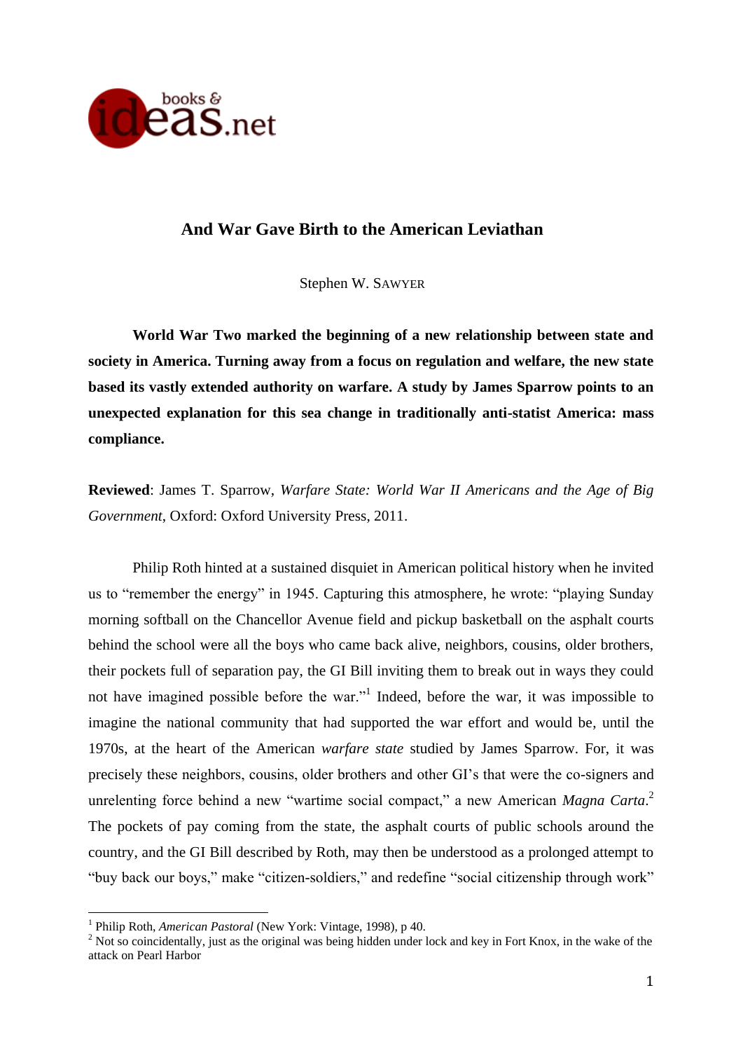# And War Gave Birth to the American Leviathan

Stephen W. SAWYER

**World War Two marked the beginning of a new relationship between state and society in America. Turning away from a focus on regulation and welfare, the new state based its vastly extended authority on warfare. A study by James Sparrow points to an unexpected explanation for this sea change in traditionally anti-statist America: mass compliance.**

**Reviewed**: James T. Sparrow, *Warfare State: World War II Americans and the Age of Big Government*, Oxford: Oxford University Press, 2011.

Philip Roth hinted at a sustained disquiet in American political history when he invited us to "remember the energy" in 1945. Capturing this atmosphere, he wrote: "playing Sunday morning softball on the Chancellor Avenue field and pickup basketball on the asphalt courts behind the school were all the boys who came back alive, neighbors, cousins, older brothers, their pockets full of separation pay, the GI Bill inviting them to break out in ways they could not have imagined possible before the war."[1] Indeed, before the war, it was impossible to imagine the national community that had supported the war effort and would be, until the 1970s, at the heart of the American *warfare state* studied by James Sparrow. For, it was precisely these neighbors, cousins, older brothers and other GI's that were the co-signers and unrelenting force behind a new "wartime social compact," a new American *Magna Carta*.[2] The pockets of pay coming from the state, the asphalt courts of public schools around the country, and the GI Bill described by Roth, may then be understood as a prolonged attempt to "buy back our boys," make "citizen-soldiers," and redefine "social citizenship through work"

[1] Philip Roth, *American Pastoral* (New York: Vintage, 1998), p 40.

[2] Not so coincidentally, just as the original was being hidden under lock and key in Fort Knox, in the wake of the attack on Pearl Harbor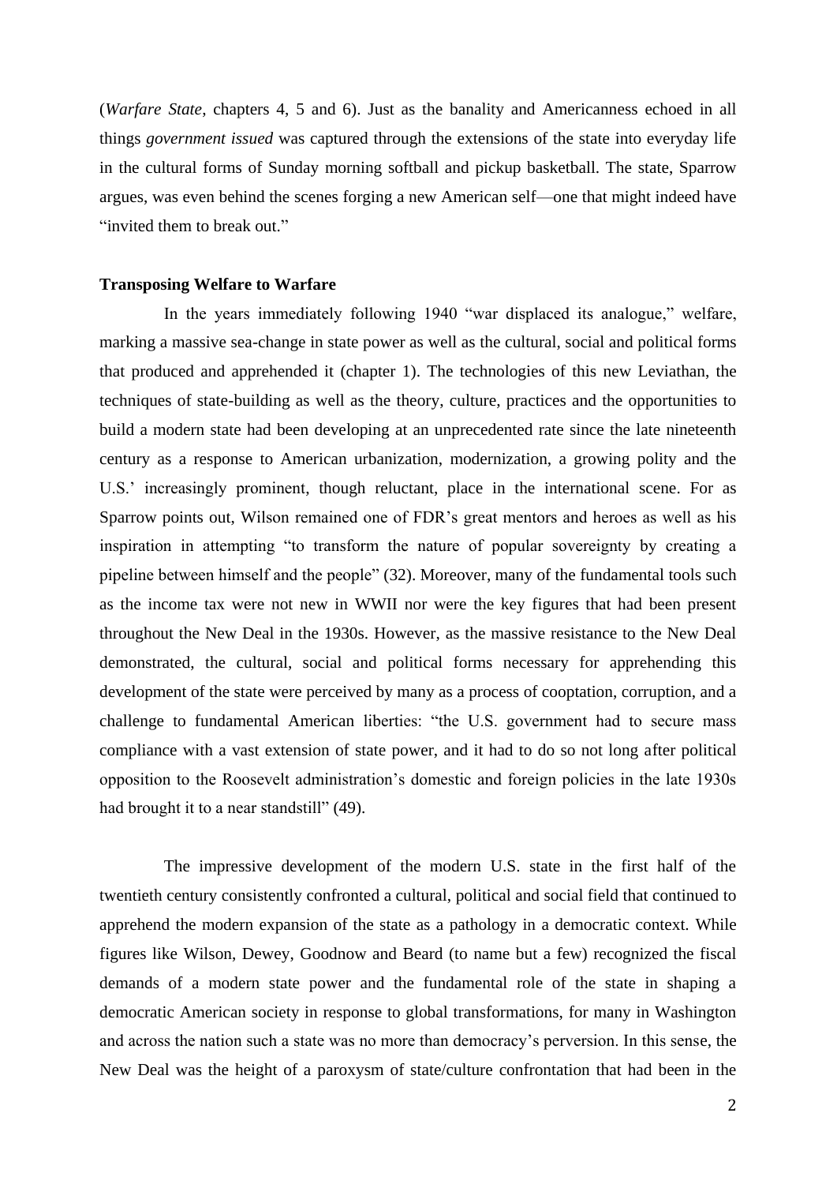(*Warfare State*, chapters 4, 5 and 6). Just as the banality and Americanness echoed in all things *government issued* was captured through the extensions of the state into everyday life in the cultural forms of Sunday morning softball and pickup basketball. The state, Sparrow argues, was even behind the scenes forging a new American self—one that might indeed have "invited them to break out."

**Transposing Welfare to Warfare**

In the years immediately following 1940 "war displaced its analogue," welfare, marking a massive sea-change in state power as well as the cultural, social and political forms that produced and apprehended it (chapter 1). The technologies of this new Leviathan, the techniques of state-building as well as the theory, culture, practices and the opportunities to build a modern state had been developing at an unprecedented rate since the late nineteenth century as a response to American urbanization, modernization, a growing polity and the U.S.' increasingly prominent, though reluctant, place in the international scene. For as Sparrow points out, Wilson remained one of FDR's great mentors and heroes as well as his inspiration in attempting "to transform the nature of popular sovereignty by creating a pipeline between himself and the people" (32). Moreover, many of the fundamental tools such as the income tax were not new in WWII nor were the key figures that had been present throughout the New Deal in the 1930s. However, as the massive resistance to the New Deal demonstrated, the cultural, social and political forms necessary for apprehending this development of the state were perceived by many as a process of cooptation, corruption, and a challenge to fundamental American liberties: "the U.S. government had to secure mass compliance with a vast extension of state power, and it had to do so not long after political opposition to the Roosevelt administration's domestic and foreign policies in the late 1930s had brought it to a near standstill" (49).

The impressive development of the modern U.S. state in the first half of the twentieth century consistently confronted a cultural, political and social field that continued to apprehend the modern expansion of the state as a pathology in a democratic context. While figures like Wilson, Dewey, Goodnow and Beard (to name but a few) recognized the fiscal demands of a modern state power and the fundamental role of the state in shaping a democratic American society in response to global transformations, for many in Washington and across the nation such a state was no more than democracy's perversion. In this sense, the New Deal was the height of a paroxysm of state/culture confrontation that had been in the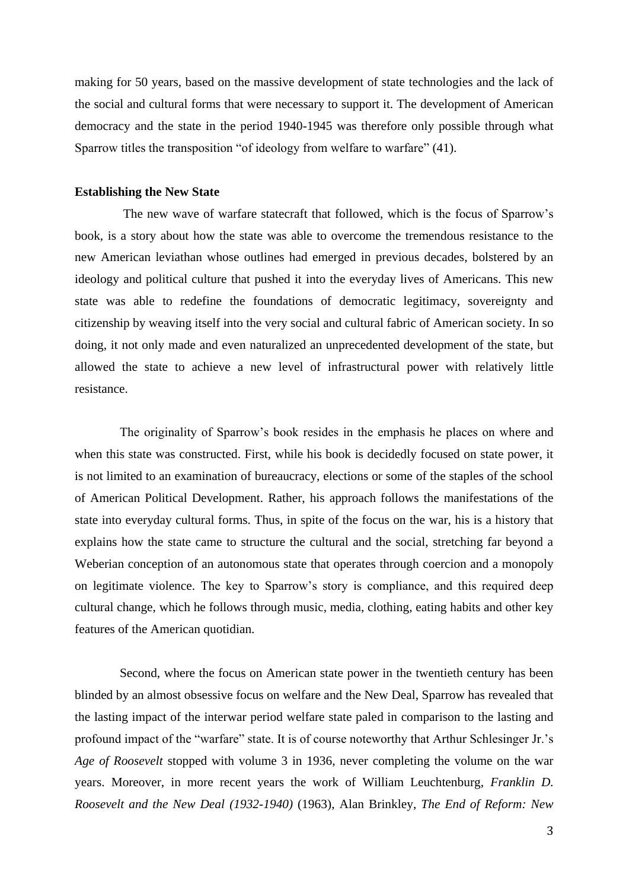making for 50 years, based on the massive development of state technologies and the lack of the social and cultural forms that were necessary to support it. The development of American democracy and the state in the period 1940-1945 was therefore only possible through what Sparrow titles the transposition "of ideology from welfare to warfare" (41).

**Establishing the New State**

The new wave of warfare statecraft that followed, which is the focus of Sparrow's book, is a story about how the state was able to overcome the tremendous resistance to the new American leviathan whose outlines had emerged in previous decades, bolstered by an ideology and political culture that pushed it into the everyday lives of Americans. This new state was able to redefine the foundations of democratic legitimacy, sovereignty and citizenship by weaving itself into the very social and cultural fabric of American society. In so doing, it not only made and even naturalized an unprecedented development of the state, but allowed the state to achieve a new level of infrastructural power with relatively little resistance.

The originality of Sparrow's book resides in the emphasis he places on where and when this state was constructed. First, while his book is decidedly focused on state power, it is not limited to an examination of bureaucracy, elections or some of the staples of the school of American Political Development. Rather, his approach follows the manifestations of the state into everyday cultural forms. Thus, in spite of the focus on the war, his is a history that explains how the state came to structure the cultural and the social, stretching far beyond a Weberian conception of an autonomous state that operates through coercion and a monopoly on legitimate violence. The key to Sparrow's story is compliance, and this required deep cultural change, which he follows through music, media, clothing, eating habits and other key features of the American quotidian.

Second, where the focus on American state power in the twentieth century has been blinded by an almost obsessive focus on welfare and the New Deal, Sparrow has revealed that the lasting impact of the interwar period welfare state paled in comparison to the lasting and profound impact of the "warfare" state. It is of course noteworthy that Arthur Schlesinger Jr.'s *Age of Roosevelt* stopped with volume 3 in 1936, never completing the volume on the war years. Moreover, in more recent years the work of William Leuchtenburg, *Franklin D. Roosevelt and the New Deal (1932-1940)* (1963), Alan Brinkley, *The End of Reform: New*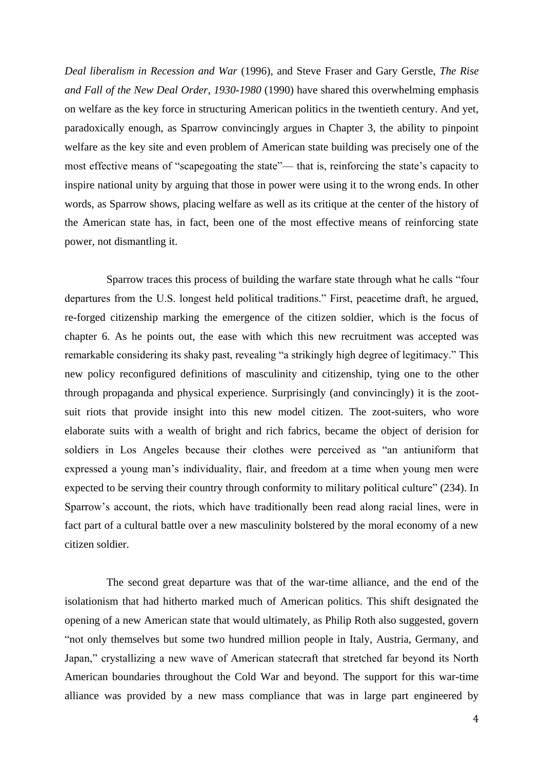*Deal liberalism in Recession and War* (1996), and Steve Fraser and Gary Gerstle, *The Rise and Fall of the New Deal Order, 1930-1980* (1990) have shared this overwhelming emphasis on welfare as the key force in structuring American politics in the twentieth century. And yet, paradoxically enough, as Sparrow convincingly argues in Chapter 3, the ability to pinpoint welfare as the key site and even problem of American state building was precisely one of the most effective means of "scapegoating the state"— that is, reinforcing the state's capacity to inspire national unity by arguing that those in power were using it to the wrong ends. In other words, as Sparrow shows, placing welfare as well as its critique at the center of the history of the American state has, in fact, been one of the most effective means of reinforcing state power, not dismantling it.

Sparrow traces this process of building the warfare state through what he calls "four departures from the U.S. longest held political traditions." First, peacetime draft, he argued, re-forged citizenship marking the emergence of the citizen soldier, which is the focus of chapter 6. As he points out, the ease with which this new recruitment was accepted was remarkable considering its shaky past, revealing "a strikingly high degree of legitimacy." This new policy reconfigured definitions of masculinity and citizenship, tying one to the other through propaganda and physical experience. Surprisingly (and convincingly) it is the zoot-suit riots that provide insight into this new model citizen. The zoot-suiters, who wore elaborate suits with a wealth of bright and rich fabrics, became the object of derision for soldiers in Los Angeles because their clothes were perceived as "an antiuniform that expressed a young man's individuality, flair, and freedom at a time when young men were expected to be serving their country through conformity to military political culture" (234). In Sparrow's account, the riots, which have traditionally been read along racial lines, were in fact part of a cultural battle over a new masculinity bolstered by the moral economy of a new citizen soldier.

The second great departure was that of the war-time alliance, and the end of the isolationism that had hitherto marked much of American politics. This shift designated the opening of a new American state that would ultimately, as Philip Roth also suggested, govern "not only themselves but some two hundred million people in Italy, Austria, Germany, and Japan," crystallizing a new wave of American statecraft that stretched far beyond its North American boundaries throughout the Cold War and beyond. The support for this war-time alliance was provided by a new mass compliance that was in large part engineered by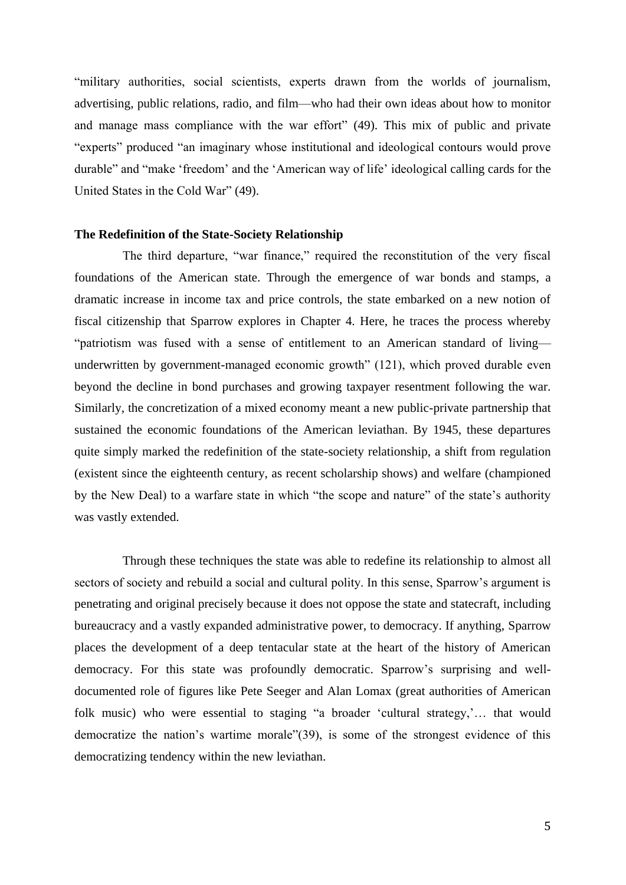"military authorities, social scientists, experts drawn from the worlds of journalism, advertising, public relations, radio, and film—who had their own ideas about how to monitor and manage mass compliance with the war effort" (49). This mix of public and private "experts" produced "an imaginary whose institutional and ideological contours would prove durable" and "make 'freedom' and the 'American way of life' ideological calling cards for the United States in the Cold War" (49).

**The Redefinition of the State-Society Relationship**

The third departure, "war finance," required the reconstitution of the very fiscal foundations of the American state. Through the emergence of war bonds and stamps, a dramatic increase in income tax and price controls, the state embarked on a new notion of fiscal citizenship that Sparrow explores in Chapter 4. Here, he traces the process whereby "patriotism was fused with a sense of entitlement to an American standard of living—underwritten by government-managed economic growth" (121), which proved durable even beyond the decline in bond purchases and growing taxpayer resentment following the war. Similarly, the concretization of a mixed economy meant a new public-private partnership that sustained the economic foundations of the American leviathan. By 1945, these departures quite simply marked the redefinition of the state-society relationship, a shift from regulation (existent since the eighteenth century, as recent scholarship shows) and welfare (championed by the New Deal) to a warfare state in which "the scope and nature" of the state's authority was vastly extended.

Through these techniques the state was able to redefine its relationship to almost all sectors of society and rebuild a social and cultural polity. In this sense, Sparrow's argument is penetrating and original precisely because it does not oppose the state and statecraft, including bureaucracy and a vastly expanded administrative power, to democracy. If anything, Sparrow places the development of a deep tentacular state at the heart of the history of American democracy. For this state was profoundly democratic. Sparrow's surprising and well-documented role of figures like Pete Seeger and Alan Lomax (great authorities of American folk music) who were essential to staging "a broader 'cultural strategy,'… that would democratize the nation's wartime morale"(39), is some of the strongest evidence of this democratizing tendency within the new leviathan.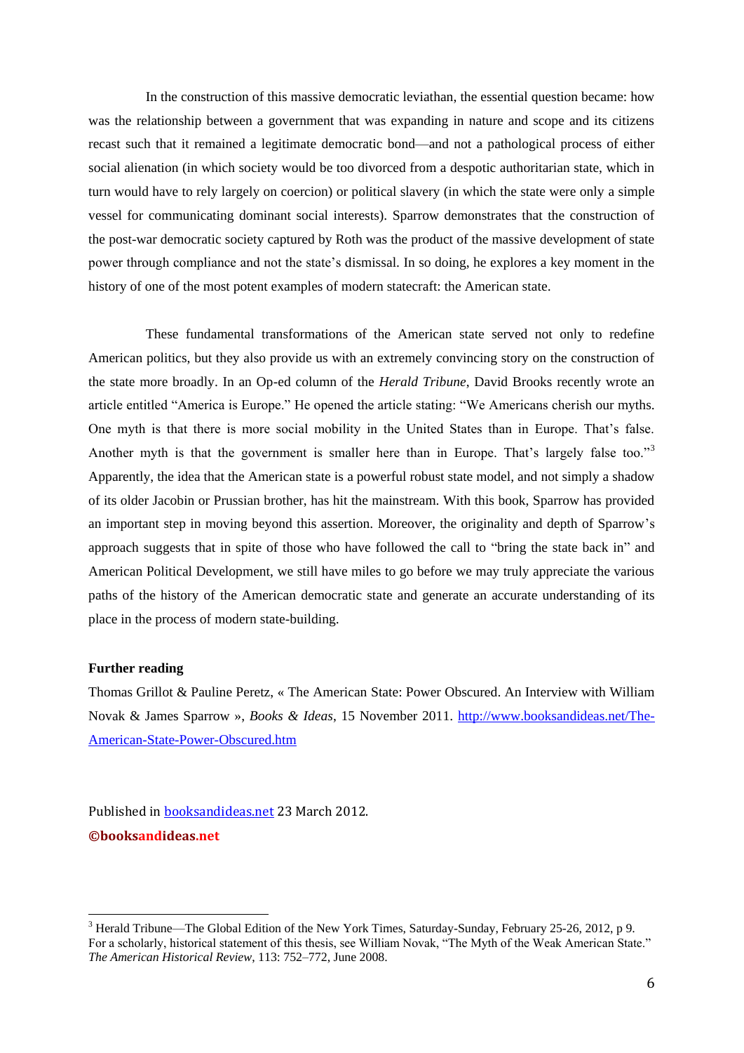In the construction of this massive democratic leviathan, the essential question became: how was the relationship between a government that was expanding in nature and scope and its citizens recast such that it remained a legitimate democratic bond—and not a pathological process of either social alienation (in which society would be too divorced from a despotic authoritarian state, which in turn would have to rely largely on coercion) or political slavery (in which the state were only a simple vessel for communicating dominant social interests). Sparrow demonstrates that the construction of the post-war democratic society captured by Roth was the product of the massive development of state power through compliance and not the state's dismissal. In so doing, he explores a key moment in the history of one of the most potent examples of modern statecraft: the American state.

These fundamental transformations of the American state served not only to redefine American politics, but they also provide us with an extremely convincing story on the construction of the state more broadly. In an Op-ed column of the *Herald Tribune*, David Brooks recently wrote an article entitled "America is Europe." He opened the article stating: "We Americans cherish our myths. One myth is that there is more social mobility in the United States than in Europe. That's false. Another myth is that the government is smaller here than in Europe. That's largely false too."[3] Apparently, the idea that the American state is a powerful robust state model, and not simply a shadow of its older Jacobin or Prussian brother, has hit the mainstream. With this book, Sparrow has provided an important step in moving beyond this assertion. Moreover, the originality and depth of Sparrow's approach suggests that in spite of those who have followed the call to "bring the state back in" and American Political Development, we still have miles to go before we may truly appreciate the various paths of the history of the American democratic state and generate an accurate understanding of its place in the process of modern state-building.

**Further reading**

Thomas Grillot & Pauline Peretz, « The American State: Power Obscured. An Interview with William Novak & James Sparrow », *Books & Ideas*, 15 November 2011. [http://www.booksandideas.net/The-American-State-Power-Obscured.htm](http://www.booksandideas.net/The-American-State-Power-Obscured.htm)

Published in [booksandideas.net](http://booksandideas.net) 23 March 2012.

**©booksandideas.net**

---

[3] Herald Tribune—The Global Edition of the New York Times, Saturday-Sunday, February 25-26, 2012, p 9. For a scholarly, historical statement of this thesis, see William Novak, "The Myth of the Weak American State." *The American Historical Review*, 113: 752–772, June 2008.